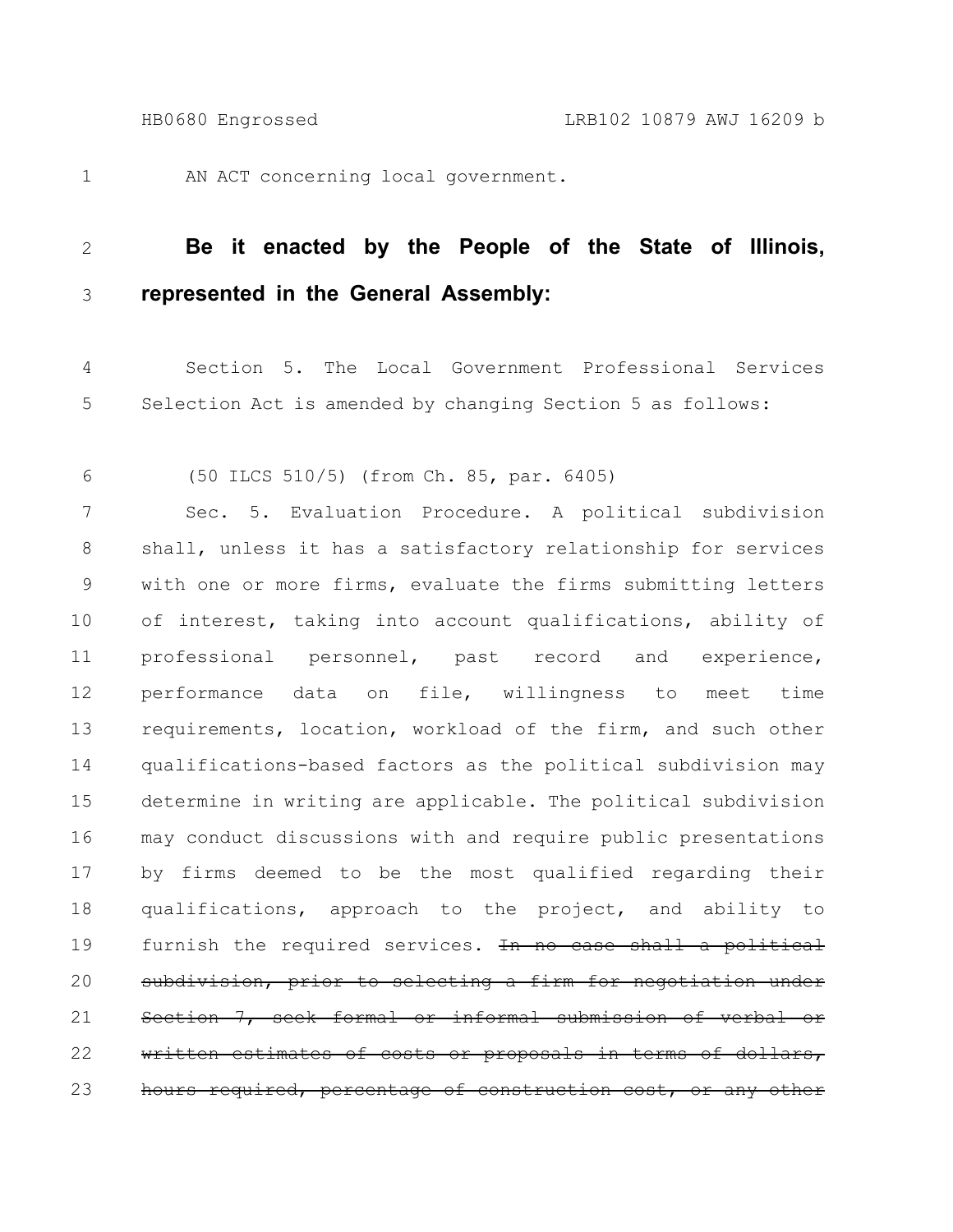AN ACT concerning local government.

**Be it enacted by the People of the State of Illinois, represented in the General Assembly:**

Section 5. The Local Government Professional Services Selection Act is amended by changing Section 5 as follows:

(50 ILCS 510/5) (from Ch. 85, par. 6405)

Sec. 5. Evaluation Procedure. A political subdivision shall, unless it has a satisfactory relationship for services with one or more firms, evaluate the firms submitting letters of interest, taking into account qualifications, ability of professional personnel, past record and experience, performance data on file, willingness to meet time requirements, location, workload of the firm, and such other qualifications-based factors as the political subdivision may determine in writing are applicable. The political subdivision may conduct discussions with and require public presentations by firms deemed to be the most qualified regarding their qualifications, approach to the project, and ability to furnish the required services. ~~In no case shall a political subdivision, prior to selecting a firm for negotiation under Section 7, seek formal or informal submission of verbal or written estimates of costs or proposals in terms of dollars, hours required, percentage of construction cost, or any other~~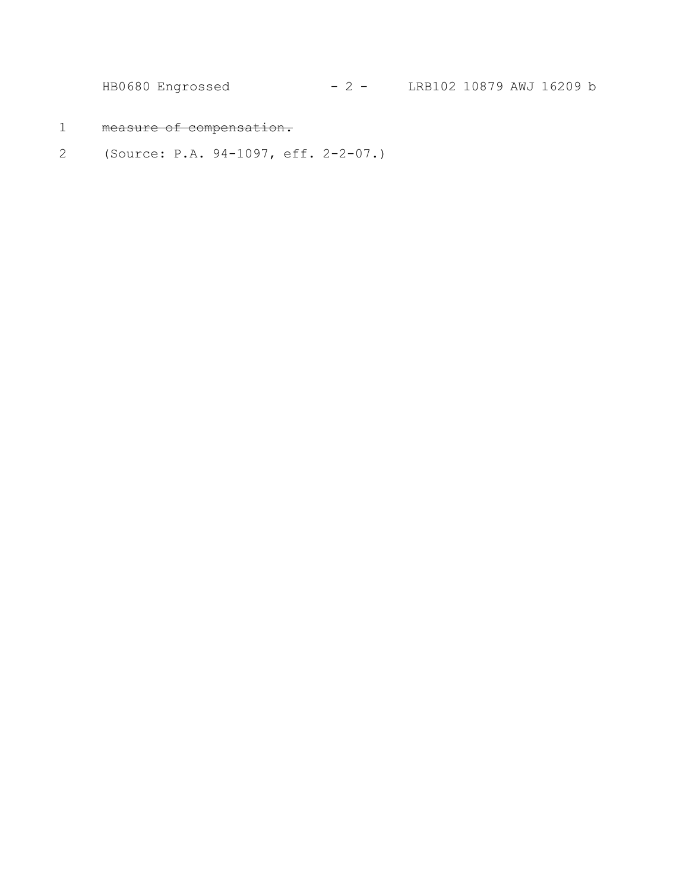~~measure of compensation.~~

(Source: P.A. 94-1097, eff. 2-2-07.)